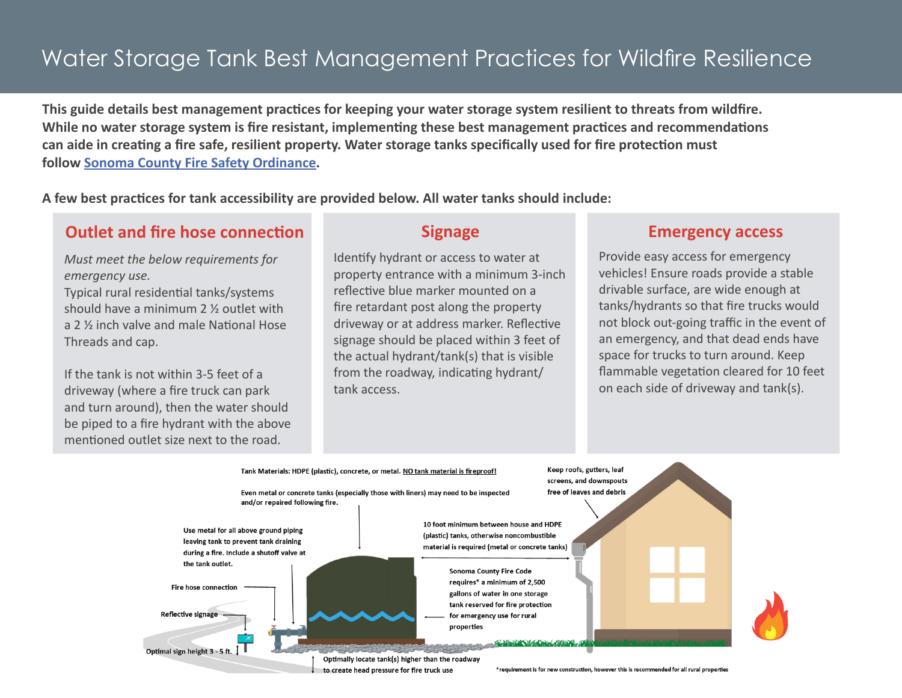# Water Storage Tank Best Management Practices for Wildfire Resilience

**This guide details best management practices for keeping your water storage system resilient to threats from wildfire. While no water storage system is fire resistant, implementing these best management practices and recommendations can aide in creating a fire safe, resilient property. Water storage tanks specifically used for fire protection must follow Sonoma County Fire Safety Ordinance.**

**A few best practices for tank accessibility are provided below. All water tanks should include:**

## Outlet and fire hose connection

*Must meet the below requirements for emergency use.*
Typical rural residential tanks/systems should have a minimum 2 ½ outlet with a 2 ½ inch valve and male National Hose Threads and cap.

If the tank is not within 3-5 feet of a driveway (where a fire truck can park and turn around), then the water should be piped to a fire hydrant with the above mentioned outlet size next to the road.

## Signage

Identify hydrant or access to water at property entrance with a minimum 3-inch reflective blue marker mounted on a fire retardant post along the property driveway or at address marker. Reflective signage should be placed within 3 feet of the actual hydrant/tank(s) that is visible from the roadway, indicating hydrant/ tank access.

## Emergency access

Provide easy access for emergency vehicles! Ensure roads provide a stable drivable surface, are wide enough at tanks/hydrants so that fire trucks would not block out-going traffic in the event of an emergency, and that dead ends have space for trucks to turn around. Keep flammable vegetation cleared for 10 feet on each side of driveway and tank(s).

Tank Materials: HDPE (plastic), concrete, or metal. NO tank material is fireproof!

Even metal or concrete tanks (especially those with liners) may need to be inspected and/or repaired following fire.

Keep roofs, gutters, leaf screens, and downspouts free of leaves and debris

Use metal for all above ground piping leaving tank to prevent tank draining during a fire. Include a shutoff valve at the tank outlet.

10 foot minimum between house and HDPE (plastic) tanks, otherwise noncombustible material is required (metal or concrete tanks)

Fire hose connection

Sonoma County Fire Code requires* a minimum of 2,500 gallons of water in one storage tank reserved for fire protection for emergency use for rural properties

Reflective signage

Optimal sign height 3 - 5 ft.

Optimally locate tank(s) higher than the roadway to create head pressure for fire truck use

*requirement is for new construction, however this is recommended for all rural properties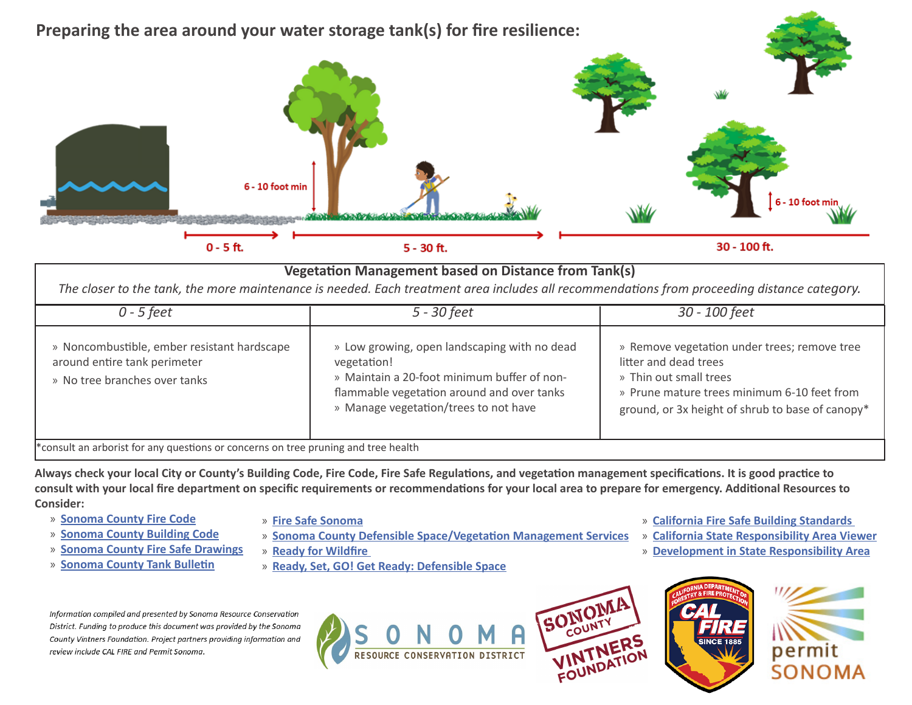## Preparing the area around your water storage tank(s) for fire resilience:

6 - 10 foot min

6 - 10 foot min

0 - 5 ft.

5 - 30 ft.

30 - 100 ft.

| Vegetation Management based on Distance from Tank(s) | | |
|---|---|---|
| *The closer to the tank, the more maintenance is needed. Each treatment area includes all recommendations from proceeding distance category.* | | |
| *0 - 5 feet* | *5 - 30 feet* | *30 - 100 feet* |
| » Noncombustible, ember resistant hardscape around entire tank perimeter<br>» No tree branches over tanks | » Low growing, open landscaping with no dead vegetation!<br>» Maintain a 20-foot minimum buffer of non-flammable vegetation around and over tanks<br>» Manage vegetation/trees to not have | » Remove vegetation under trees; remove tree litter and dead trees<br>» Thin out small trees<br>» Prune mature trees minimum 6-10 feet from ground, or 3x height of shrub to base of canopy* |
| *consult an arborist for any questions or concerns on tree pruning and tree health | | |

**Always check your local City or County's Building Code, Fire Code, Fire Safe Regulations, and vegetation management specifications. It is good practice to consult with your local fire department on specific requirements or recommendations for your local area to prepare for emergency. Additional Resources to Consider:**

- Sonoma County Fire Code
- Sonoma County Building Code
- Sonoma County Fire Safe Drawings
- Sonoma County Tank Bulletin
- Fire Safe Sonoma
- Sonoma County Defensible Space/Vegetation Management Services
- Ready for Wildfire
- Ready, Set, GO! Get Ready: Defensible Space
- California Fire Safe Building Standards
- California State Responsibility Area Viewer
- Development in State Responsibility Area

*Information compiled and presented by Sonoma Resource Conservation District. Funding to produce this document was provided by the Sonoma County Vintners Foundation. Project partners providing information and review include CAL FIRE and Permit Sonoma.*